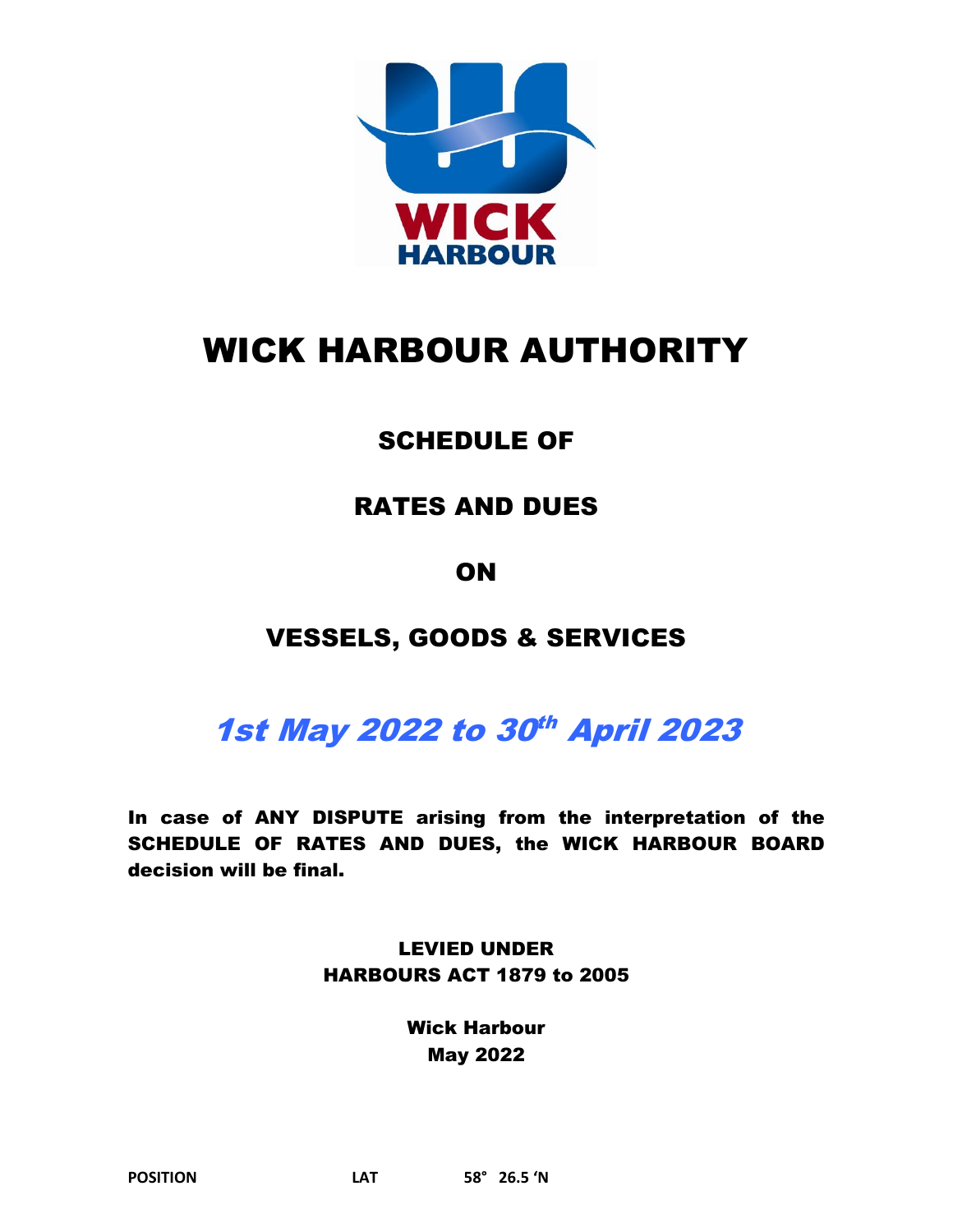# WICK HARBOUR AUTHORITY

## SCHEDULE OF

## RATES AND DUES

## ON

## VESSELS, GOODS & SERVICES

## *1st May 2022 to 30th April 2023*

**In case of ANY DISPUTE arising from the interpretation of the SCHEDULE OF RATES AND DUES, the WICK HARBOUR BOARD decision will be final.**

**LEVIED UNDER**
**HARBOURS ACT 1879 to 2005**

**Wick Harbour**
**May 2022**

**POSITION** **LAT** **58° 26.5 'N**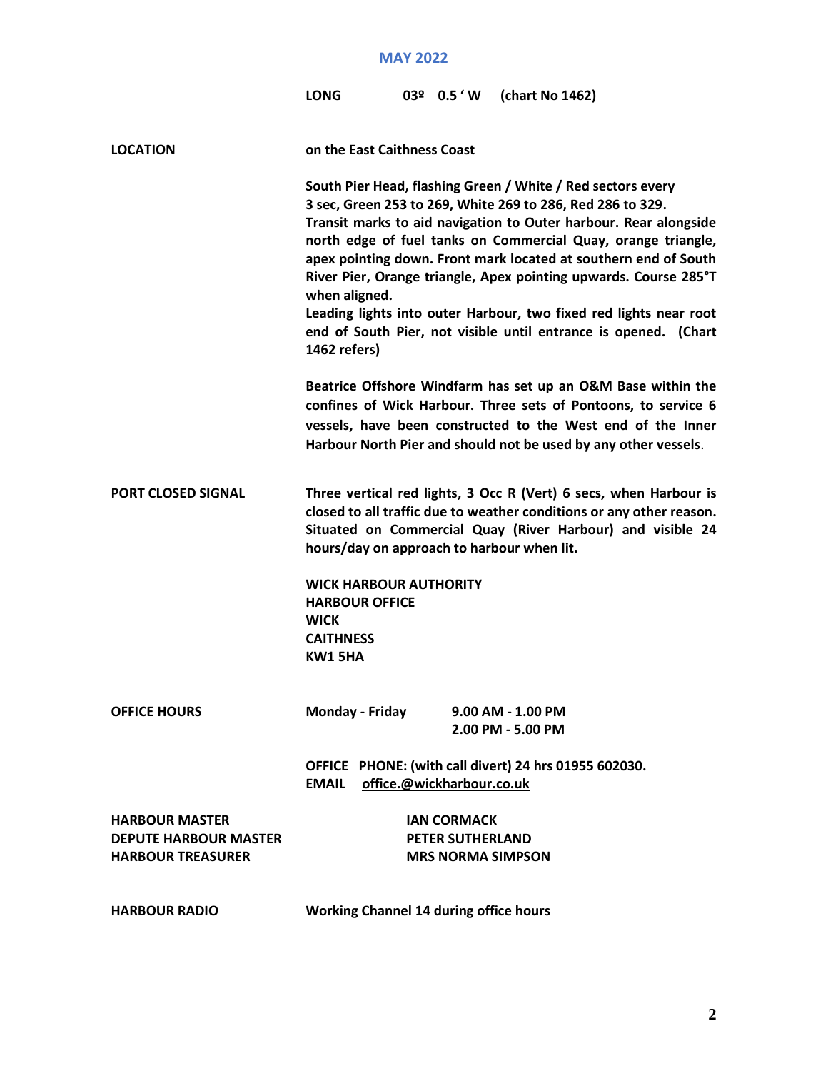**MAY 2022**

**LONG 03º 0.5 ' W (chart No 1462)**

**LOCATION** **on the East Caithness Coast**

**South Pier Head, flashing Green / White / Red sectors every 3 sec, Green 253 to 269, White 269 to 286, Red 286 to 329.**
**Transit marks to aid navigation to Outer harbour. Rear alongside north edge of fuel tanks on Commercial Quay, orange triangle, apex pointing down. Front mark located at southern end of South River Pier, Orange triangle, Apex pointing upwards. Course 285°T when aligned.**
**Leading lights into outer Harbour, two fixed red lights near root end of South Pier, not visible until entrance is opened. (Chart 1462 refers)**

**Beatrice Offshore Windfarm has set up an O&M Base within the confines of Wick Harbour. Three sets of Pontoons, to service 6 vessels, have been constructed to the West end of the Inner Harbour North Pier and should not be used by any other vessels**.

**PORT CLOSED SIGNAL** **Three vertical red lights, 3 Occ R (Vert) 6 secs, when Harbour is closed to all traffic due to weather conditions or any other reason. Situated on Commercial Quay (River Harbour) and visible 24 hours/day on approach to harbour when lit.**

**WICK HARBOUR AUTHORITY**
**HARBOUR OFFICE**
**WICK**
**CAITHNESS**
**KW1 5HA**

**OFFICE HOURS** **Monday - Friday** **9.00 AM - 1.00 PM**
**2.00 PM - 5.00 PM**

**OFFICE PHONE: (with call divert) 24 hrs 01955 602030.**
**EMAIL office.@wickharbour.co.uk**

| | |
|---|---|
| **HARBOUR MASTER** | **IAN CORMACK** |
| **DEPUTE HARBOUR MASTER** | **PETER SUTHERLAND** |
| **HARBOUR TREASURER** | **MRS NORMA SIMPSON** |

**HARBOUR RADIO** **Working Channel 14 during office hours**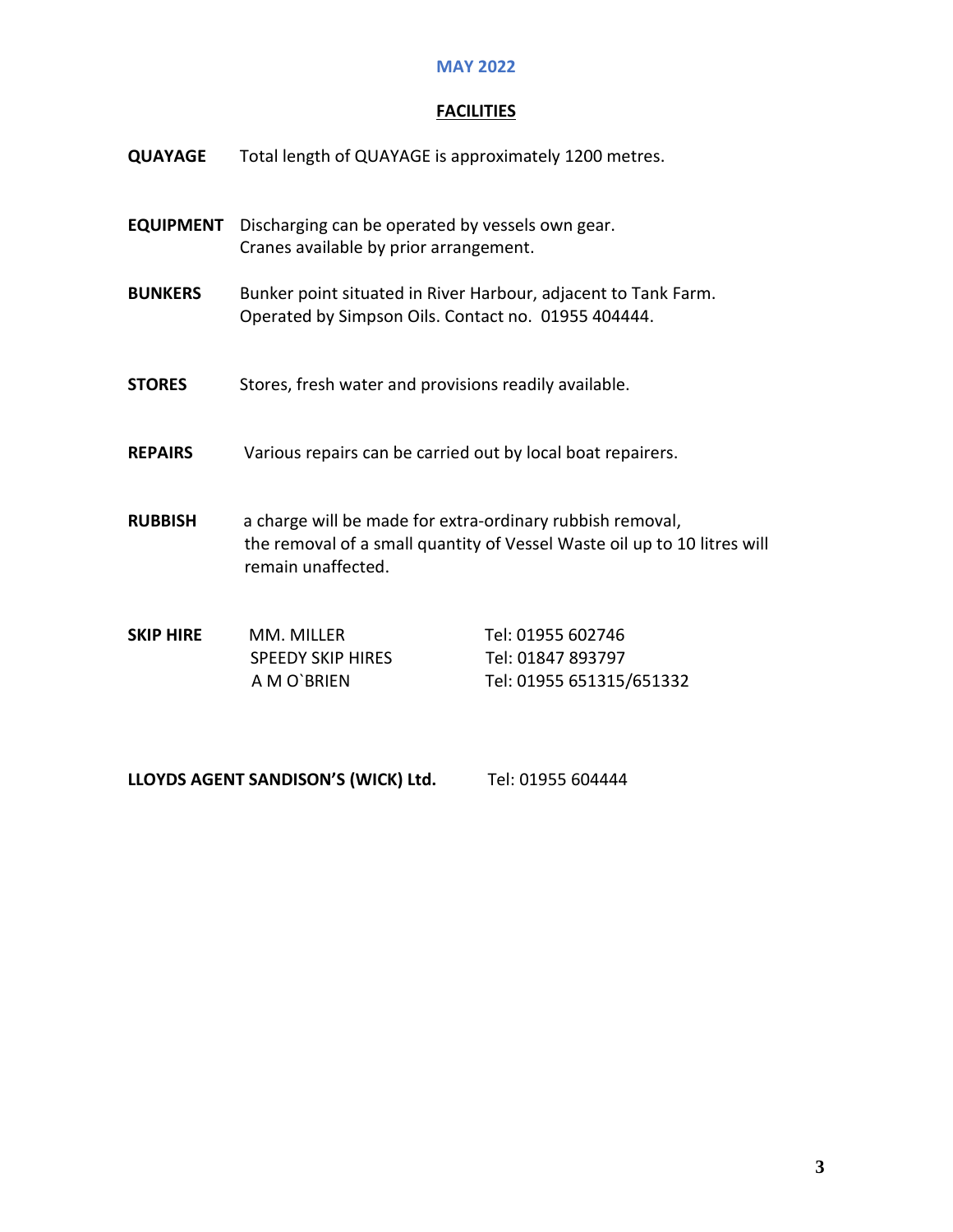**MAY 2022**

## FACILITIES

**QUAYAGE** Total length of QUAYAGE is approximately 1200 metres.

**EQUIPMENT** Discharging can be operated by vessels own gear.
Cranes available by prior arrangement.

**BUNKERS** Bunker point situated in River Harbour, adjacent to Tank Farm.
Operated by Simpson Oils. Contact no. 01955 404444.

**STORES** Stores, fresh water and provisions readily available.

**REPAIRS** Various repairs can be carried out by local boat repairers.

**RUBBISH** a charge will be made for extra-ordinary rubbish removal,
the removal of a small quantity of Vessel Waste oil up to 10 litres will remain unaffected.

**SKIP HIRE**

| | |
|---|---|
| MM. MILLER | Tel: 01955 602746 |
| SPEEDY SKIP HIRES | Tel: 01847 893797 |
| A M O`BRIEN | Tel: 01955 651315/651332 |

**LLOYDS AGENT SANDISON'S (WICK) Ltd.** Tel: 01955 604444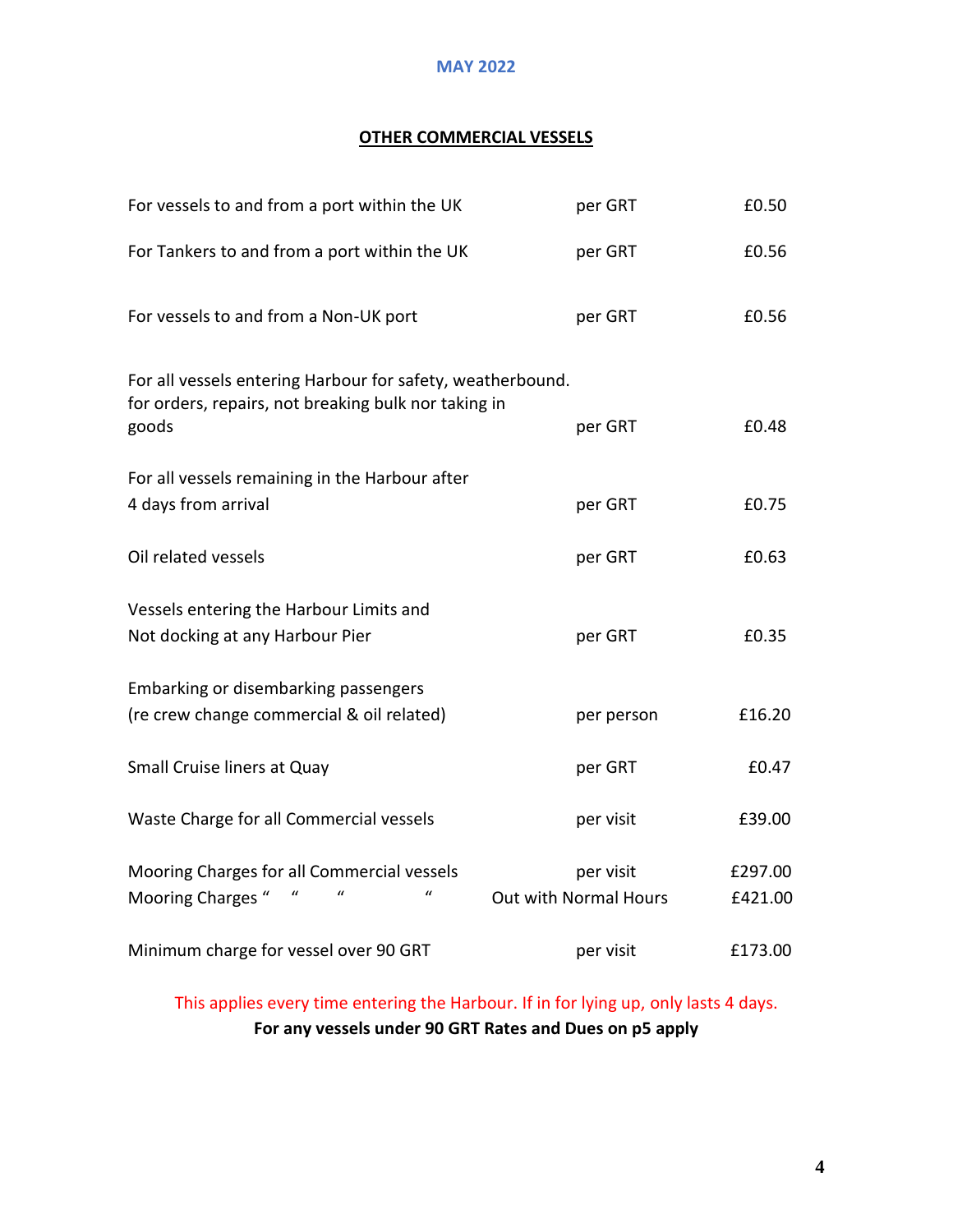**MAY 2022**

## OTHER COMMERCIAL VESSELS

| | | |
|---|---|---|
| For vessels to and from a port within the UK | per GRT | £0.50 |
| For Tankers to and from a port within the UK | per GRT | £0.56 |
| For vessels to and from a Non-UK port | per GRT | £0.56 |
| For all vessels entering Harbour for safety, weatherbound. for orders, repairs, not breaking bulk nor taking in goods | per GRT | £0.48 |
| For all vessels remaining in the Harbour after 4 days from arrival | per GRT | £0.75 |
| Oil related vessels | per GRT | £0.63 |
| Vessels entering the Harbour Limits and Not docking at any Harbour Pier | per GRT | £0.35 |
| Embarking or disembarking passengers (re crew change commercial & oil related) | per person | £16.20 |
| Small Cruise liners at Quay | per GRT | £0.47 |
| Waste Charge for all Commercial vessels | per visit | £39.00 |
| Mooring Charges for all Commercial vessels | per visit | £297.00 |
| Mooring Charges " " " " | Out with Normal Hours | £421.00 |
| Minimum charge for vessel over 90 GRT | per visit | £173.00 |

This applies every time entering the Harbour. If in for lying up, only lasts 4 days.

**For any vessels under 90 GRT Rates and Dues on p5 apply**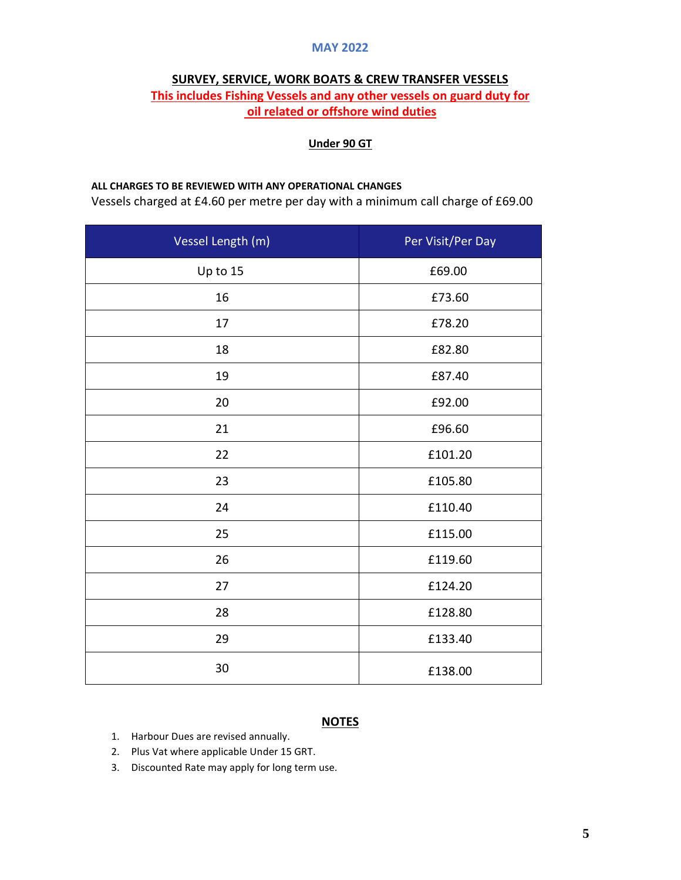MAY 2022

## SURVEY, SERVICE, WORK BOATS & CREW TRANSFER VESSELS

**This includes Fishing Vessels and any other vessels on guard duty for oil related or offshore wind duties**

**Under 90 GT**

**ALL CHARGES TO BE REVIEWED WITH ANY OPERATIONAL CHANGES**

Vessels charged at £4.60 per metre per day with a minimum call charge of £69.00

| Vessel Length (m) | Per Visit/Per Day |
|---|---|
| Up to 15 | £69.00 |
| 16 | £73.60 |
| 17 | £78.20 |
| 18 | £82.80 |
| 19 | £87.40 |
| 20 | £92.00 |
| 21 | £96.60 |
| 22 | £101.20 |
| 23 | £105.80 |
| 24 | £110.40 |
| 25 | £115.00 |
| 26 | £119.60 |
| 27 | £124.20 |
| 28 | £128.80 |
| 29 | £133.40 |
| 30 | £138.00 |

**NOTES**

1. Harbour Dues are revised annually.
2. Plus Vat where applicable Under 15 GRT.
3. Discounted Rate may apply for long term use.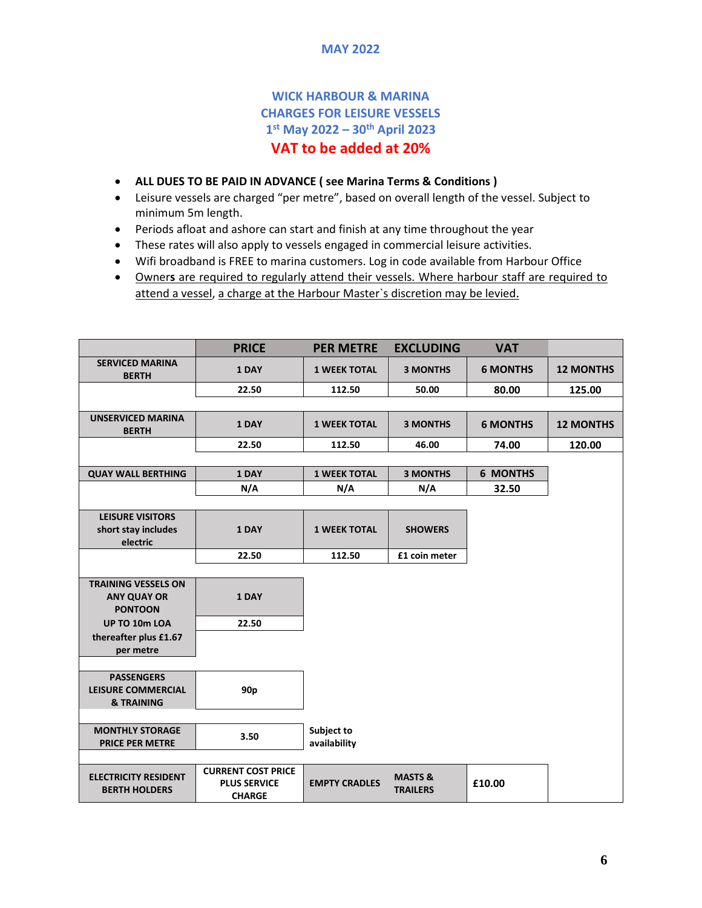MAY 2022

# WICK HARBOUR & MARINA
## CHARGES FOR LEISURE VESSELS
## 1st May 2022 – 30th April 2023
## VAT to be added at 20%

- **ALL DUES TO BE PAID IN ADVANCE ( see Marina Terms & Conditions )**
- Leisure vessels are charged "per metre", based on overall length of the vessel. Subject to minimum 5m length.
- Periods afloat and ashore can start and finish at any time throughout the year
- These rates will also apply to vessels engaged in commercial leisure activities.
- Wifi broadband is FREE to marina customers. Log in code available from Harbour Office
- Owners are required to regularly attend their vessels. Where harbour staff are required to attend a vessel, a charge at the Harbour Master`s discretion may be levied.

| | PRICE | PER METRE | EXCLUDING | VAT | |
|---|---|---|---|---|---|
| **SERVICED MARINA BERTH** | **1 DAY** | **1 WEEK TOTAL** | **3 MONTHS** | **6 MONTHS** | **12 MONTHS** |
| | 22.50 | 112.50 | 50.00 | 80.00 | 125.00 |
| **UNSERVICED MARINA BERTH** | **1 DAY** | **1 WEEK TOTAL** | **3 MONTHS** | **6 MONTHS** | **12 MONTHS** |
| | 22.50 | 112.50 | 46.00 | 74.00 | 120.00 |
| **QUAY WALL BERTHING** | **1 DAY** | **1 WEEK TOTAL** | **3 MONTHS** | **6 MONTHS** | |
| | N/A | N/A | N/A | 32.50 | |
| **LEISURE VISITORS short stay includes electric** | **1 DAY** | **1 WEEK TOTAL** | **SHOWERS** | | |
| | 22.50 | 112.50 | £1 coin meter | | |
| **TRAINING VESSELS ON ANY QUAY OR PONTOON UP TO 10m LOA thereafter plus £1.67 per metre** | **1 DAY** | | | | |
| | 22.50 | | | | |
| **PASSENGERS LEISURE COMMERCIAL & TRAINING** | 90p | | | | |
| **MONTHLY STORAGE PRICE PER METRE** | 3.50 | Subject to availability | | | |
| **ELECTRICITY RESIDENT BERTH HOLDERS** | **CURRENT COST PRICE PLUS SERVICE CHARGE** | **EMPTY CRADLES** | **MASTS & TRAILERS** | **£10.00** | |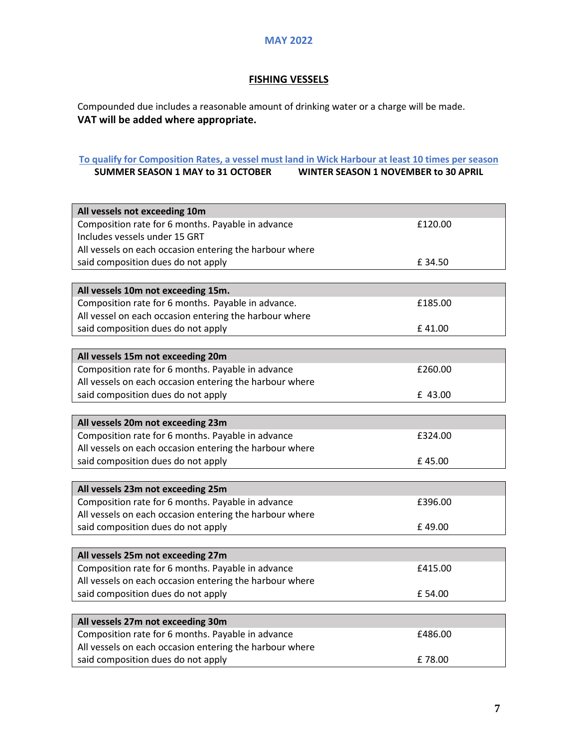MAY 2022

## FISHING VESSELS

Compounded due includes a reasonable amount of drinking water or a charge will be made.
**VAT will be added where appropriate.**

To qualify for Composition Rates, a vessel must land in Wick Harbour at least 10 times per season

**SUMMER SEASON 1 MAY to 31 OCTOBER** **WINTER SEASON 1 NOVEMBER to 30 APRIL**

| All vessels not exceeding 10m | |
|---|---|
| Composition rate for 6 months. Payable in advance<br>Includes vessels under 15 GRT | £120.00 |
| All vessels on each occasion entering the harbour where said composition dues do not apply | £ 34.50 |

| All vessels 10m not exceeding 15m. | |
|---|---|
| Composition rate for 6 months. Payable in advance. | £185.00 |
| All vessel on each occasion entering the harbour where said composition dues do not apply | £ 41.00 |

| All vessels 15m not exceeding 20m | |
|---|---|
| Composition rate for 6 months. Payable in advance | £260.00 |
| All vessels on each occasion entering the harbour where said composition dues do not apply | £ 43.00 |

| All vessels 20m not exceeding 23m | |
|---|---|
| Composition rate for 6 months. Payable in advance | £324.00 |
| All vessels on each occasion entering the harbour where said composition dues do not apply | £ 45.00 |

| All vessels 23m not exceeding 25m | |
|---|---|
| Composition rate for 6 months. Payable in advance | £396.00 |
| All vessels on each occasion entering the harbour where said composition dues do not apply | £ 49.00 |

| All vessels 25m not exceeding 27m | |
|---|---|
| Composition rate for 6 months. Payable in advance | £415.00 |
| All vessels on each occasion entering the harbour where said composition dues do not apply | £ 54.00 |

| All vessels 27m not exceeding 30m | |
|---|---|
| Composition rate for 6 months. Payable in advance | £486.00 |
| All vessels on each occasion entering the harbour where said composition dues do not apply | £ 78.00 |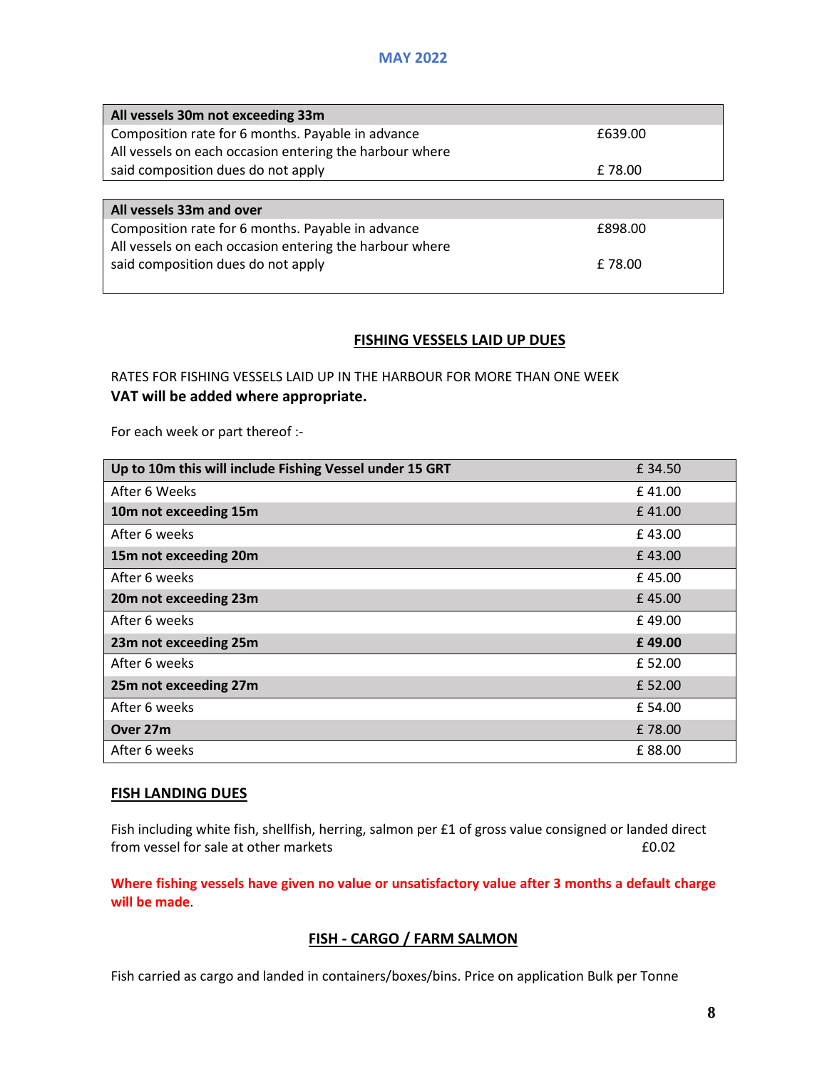## MAY 2022

| All vessels 30m not exceeding 33m | |
|---|---|
| Composition rate for 6 months. Payable in advance | £639.00 |
| All vessels on each occasion entering the harbour where said composition dues do not apply | £ 78.00 |

| All vessels 33m and over | |
|---|---|
| Composition rate for 6 months. Payable in advance | £898.00 |
| All vessels on each occasion entering the harbour where said composition dues do not apply | £ 78.00 |

## FISHING VESSELS LAID UP DUES

RATES FOR FISHING VESSELS LAID UP IN THE HARBOUR FOR MORE THAN ONE WEEK

**VAT will be added where appropriate.**

For each week or part thereof :-

| Up to 10m this will include Fishing Vessel under 15 GRT | £ 34.50 |
|---|---|
| After 6 Weeks | £ 41.00 |
| **10m not exceeding 15m** | £ 41.00 |
| After 6 weeks | £ 43.00 |
| **15m not exceeding 20m** | £ 43.00 |
| After 6 weeks | £ 45.00 |
| **20m not exceeding 23m** | £ 45.00 |
| After 6 weeks | £ 49.00 |
| **23m not exceeding 25m** | **£ 49.00** |
| After 6 weeks | £ 52.00 |
| **25m not exceeding 27m** | £ 52.00 |
| After 6 weeks | £ 54.00 |
| **Over 27m** | £ 78.00 |
| After 6 weeks | £ 88.00 |

## FISH LANDING DUES

Fish including white fish, shellfish, herring, salmon per £1 of gross value consigned or landed direct from vessel for sale at other markets £0.02

**Where fishing vessels have given no value or unsatisfactory value after 3 months a default charge will be made.**

## FISH - CARGO / FARM SALMON

Fish carried as cargo and landed in containers/boxes/bins. Price on application Bulk per Tonne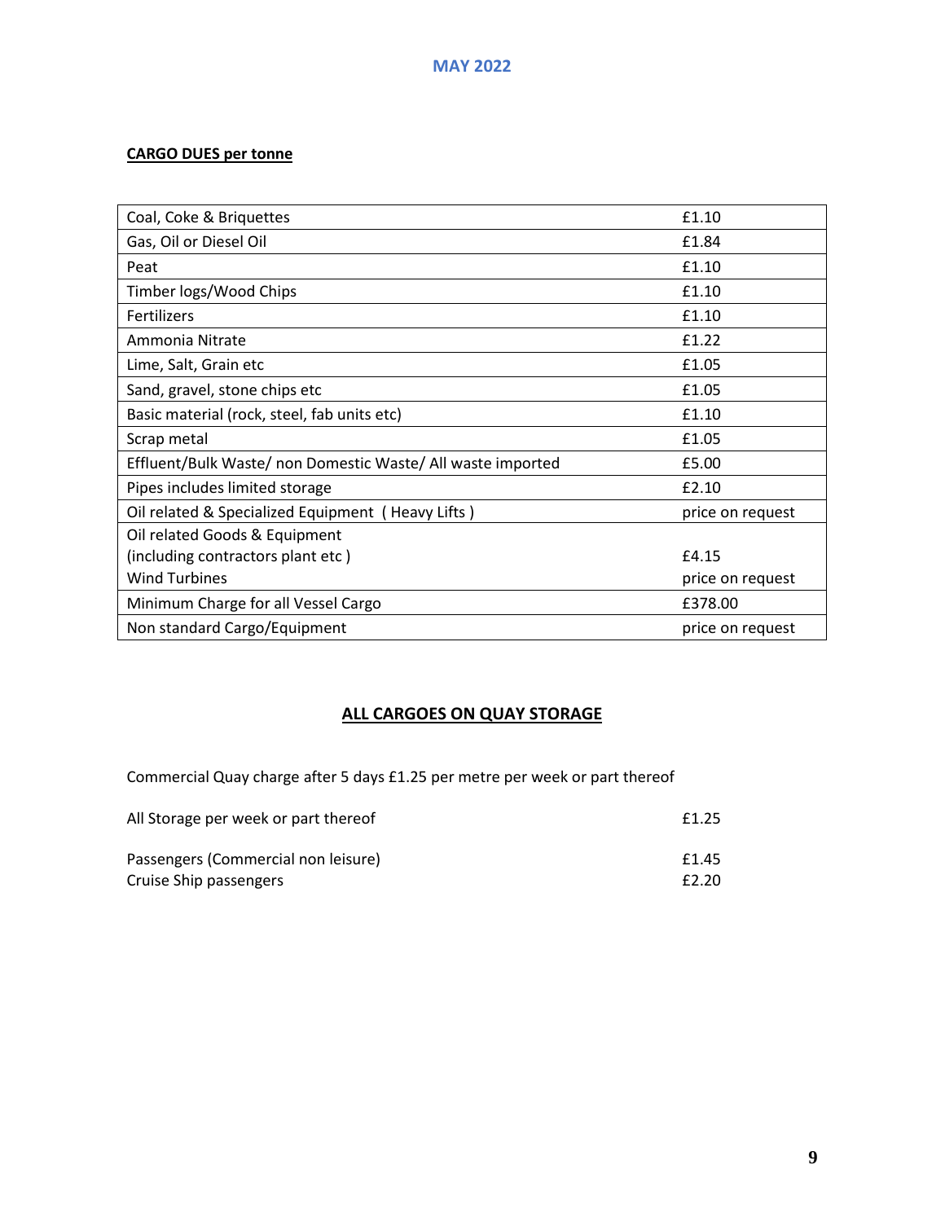MAY 2022

**CARGO DUES per tonne**

| | |
|---|---|
| Coal, Coke & Briquettes | £1.10 |
| Gas, Oil or Diesel Oil | £1.84 |
| Peat | £1.10 |
| Timber logs/Wood Chips | £1.10 |
| Fertilizers | £1.10 |
| Ammonia Nitrate | £1.22 |
| Lime, Salt, Grain etc | £1.05 |
| Sand, gravel, stone chips etc | £1.05 |
| Basic material (rock, steel, fab units etc) | £1.10 |
| Scrap metal | £1.05 |
| Effluent/Bulk Waste/ non Domestic Waste/ All waste imported | £5.00 |
| Pipes includes limited storage | £2.10 |
| Oil related & Specialized Equipment ( Heavy Lifts ) | price on request |
| Oil related Goods & Equipment (including contractors plant etc ) | £4.15 |
| Wind Turbines | price on request |
| Minimum Charge for all Vessel Cargo | £378.00 |
| Non standard Cargo/Equipment | price on request |

## ALL CARGOES ON QUAY STORAGE

Commercial Quay charge after 5 days £1.25 per metre per week or part thereof

All Storage per week or part thereof £1.25

Passengers (Commercial non leisure) £1.45
Cruise Ship passengers £2.20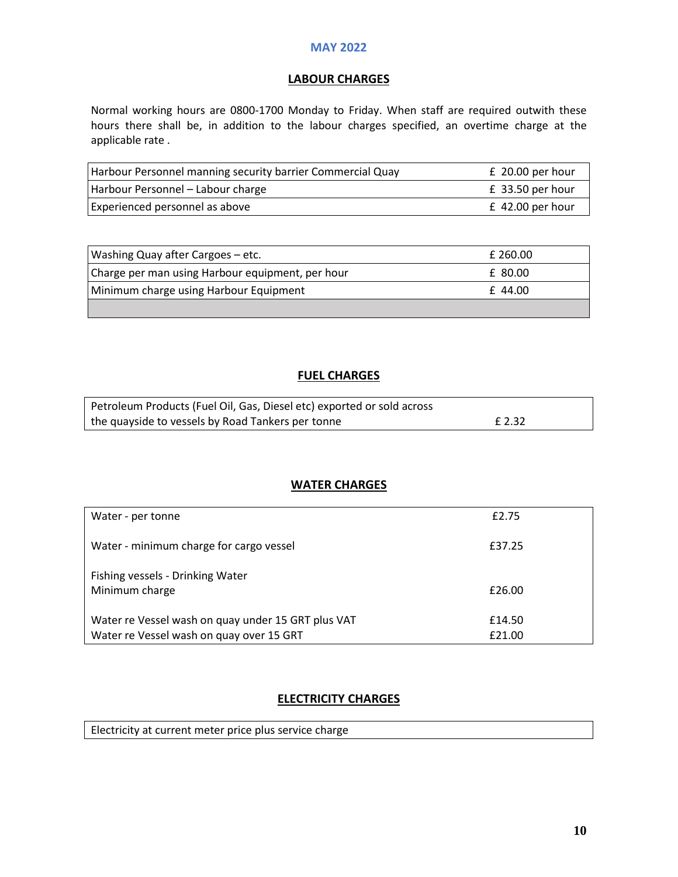**MAY 2022**

## LABOUR CHARGES

Normal working hours are 0800-1700 Monday to Friday. When staff are required outwith these hours there shall be, in addition to the labour charges specified, an overtime charge at the applicable rate .

| | |
|---|---|
| Harbour Personnel manning security barrier Commercial Quay | £ 20.00 per hour |
| Harbour Personnel – Labour charge | £ 33.50 per hour |
| Experienced personnel as above | £ 42.00 per hour |

| | |
|---|---|
| Washing Quay after Cargoes – etc. | £ 260.00 |
| Charge per man using Harbour equipment, per hour | £ 80.00 |
| Minimum charge using Harbour Equipment | £ 44.00 |
| | |

## FUEL CHARGES

| | |
|---|---|
| Petroleum Products (Fuel Oil, Gas, Diesel etc) exported or sold across the quayside to vessels by Road Tankers per tonne | £ 2.32 |

## WATER CHARGES

| | |
|---|---|
| Water - per tonne | £2.75 |
| Water - minimum charge for cargo vessel | £37.25 |
| Fishing vessels - Drinking Water Minimum charge | £26.00 |
| Water re Vessel wash on quay under 15 GRT plus VAT | £14.50 |
| Water re Vessel wash on quay over 15 GRT | £21.00 |

## ELECTRICITY CHARGES

| |
|---|
| Electricity at current meter price plus service charge |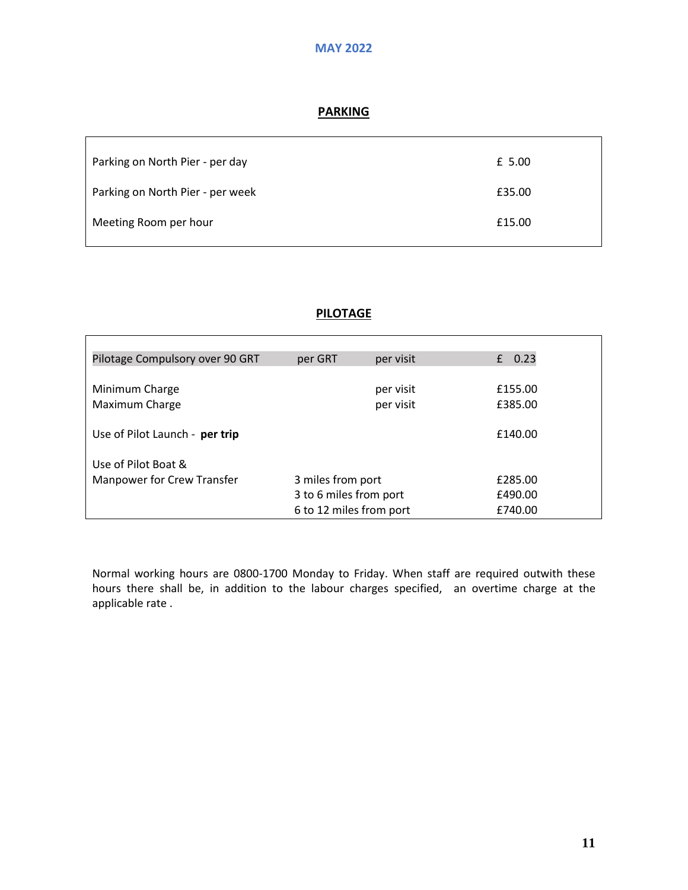MAY 2022

## PARKING

| | |
|---|---|
| Parking on North Pier - per day | £ 5.00 |
| Parking on North Pier - per week | £35.00 |
| Meeting Room per hour | £15.00 |

## PILOTAGE

| | | | |
|---|---|---|---|
| Pilotage Compulsory over 90 GRT | per GRT | per visit | £ 0.23 |
| Minimum Charge | | per visit | £155.00 |
| Maximum Charge | | per visit | £385.00 |
| Use of Pilot Launch - **per trip** | | | £140.00 |
| Use of Pilot Boat & Manpower for Crew Transfer | 3 miles from port | | £285.00 |
| | 3 to 6 miles from port | | £490.00 |
| | 6 to 12 miles from port | | £740.00 |

Normal working hours are 0800-1700 Monday to Friday. When staff are required outwith these hours there shall be, in addition to the labour charges specified, an overtime charge at the applicable rate .